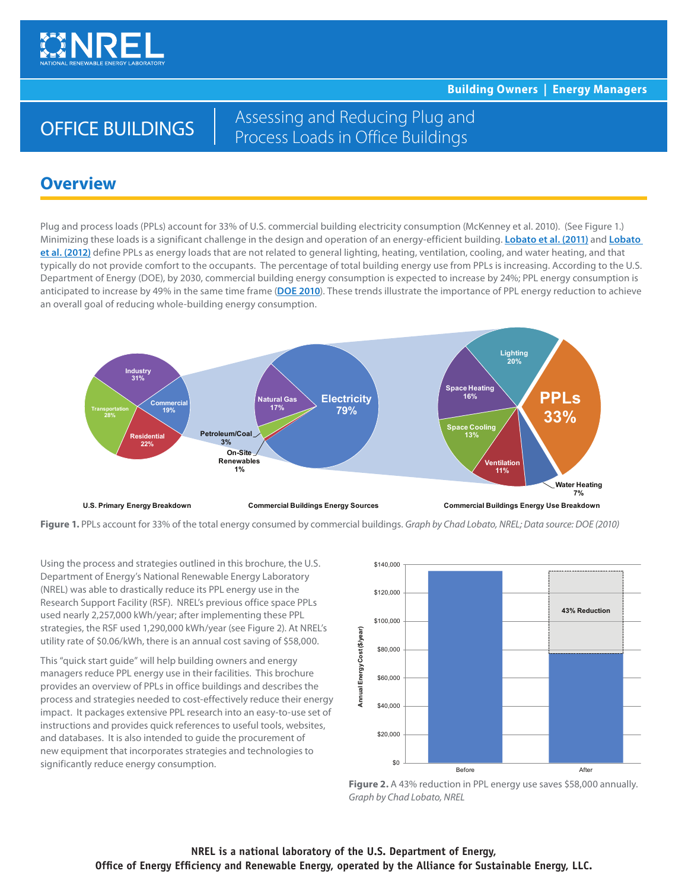Building Owners | Energy Managers

# OFFICE BUILDINGS | Assessing and Reducing Plug and Process Loads in Office Buildings

## Overview

Plug and process loads (PPLs) account for 33% of U.S. commercial building electricity consumption (McKenney et al. 2010). (See Figure 1.) Minimizing these loads is a significant challenge in the design and operation of an energy-efficient building. **Lobato et al. (2011)** and **Lobato et al. (2012)** define PPLs as energy loads that are not related to general lighting, heating, ventilation, cooling, and water heating, and that typically do not provide comfort to the occupants. The percentage of total building energy use from PPLs is increasing. According to the U.S. Department of Energy (DOE), by 2030, commercial building energy consumption is expected to increase by 24%; PPL energy consumption is anticipated to increase by 49% in the same time frame (**DOE 2010**). These trends illustrate the importance of PPL energy reduction to achieve an overall goal of reducing whole-building energy consumption.

U.S. Primary Energy Breakdown: Industry 31%, Transportation 28%, Residential 22%, Commercial 19%

Commercial Buildings Energy Sources: Electricity 79%, Natural Gas 17%, Petroleum/Coal 3%, On-Site Renewables 1%

Commercial Buildings Energy Use Breakdown: PPLs 33%, Lighting 20%, Space Heating 16%, Space Cooling 13%, Ventilation 11%, Water Heating 7%

**Figure 1.** PPLs account for 33% of the total energy consumed by commercial buildings. *Graph by Chad Lobato, NREL; Data source: DOE (2010)*

Using the process and strategies outlined in this brochure, the U.S. Department of Energy's National Renewable Energy Laboratory (NREL) was able to drastically reduce its PPL energy use in the Research Support Facility (RSF). NREL's previous office space PPLs used nearly 2,257,000 kWh/year; after implementing these PPL strategies, the RSF used 1,290,000 kWh/year (see Figure 2). At NREL's utility rate of $0.06/kWh, there is an annual cost saving of $58,000.

This "quick start guide" will help building owners and energy managers reduce PPL energy use in their facilities. This brochure provides an overview of PPLs in office buildings and describes the process and strategies needed to cost-effectively reduce their energy impact. It packages extensive PPL research into an easy-to-use set of instructions and provides quick references to useful tools, websites, and databases. It is also intended to guide the procurement of new equipment that incorporates strategies and technologies to significantly reduce energy consumption.

Annual Energy Cost ($/year): Before vs. After — 43% Reduction

**Figure 2.** A 43% reduction in PPL energy use saves $58,000 annually. *Graph by Chad Lobato, NREL*

**NREL is a national laboratory of the U.S. Department of Energy, Office of Energy Efficiency and Renewable Energy, operated by the Alliance for Sustainable Energy, LLC.**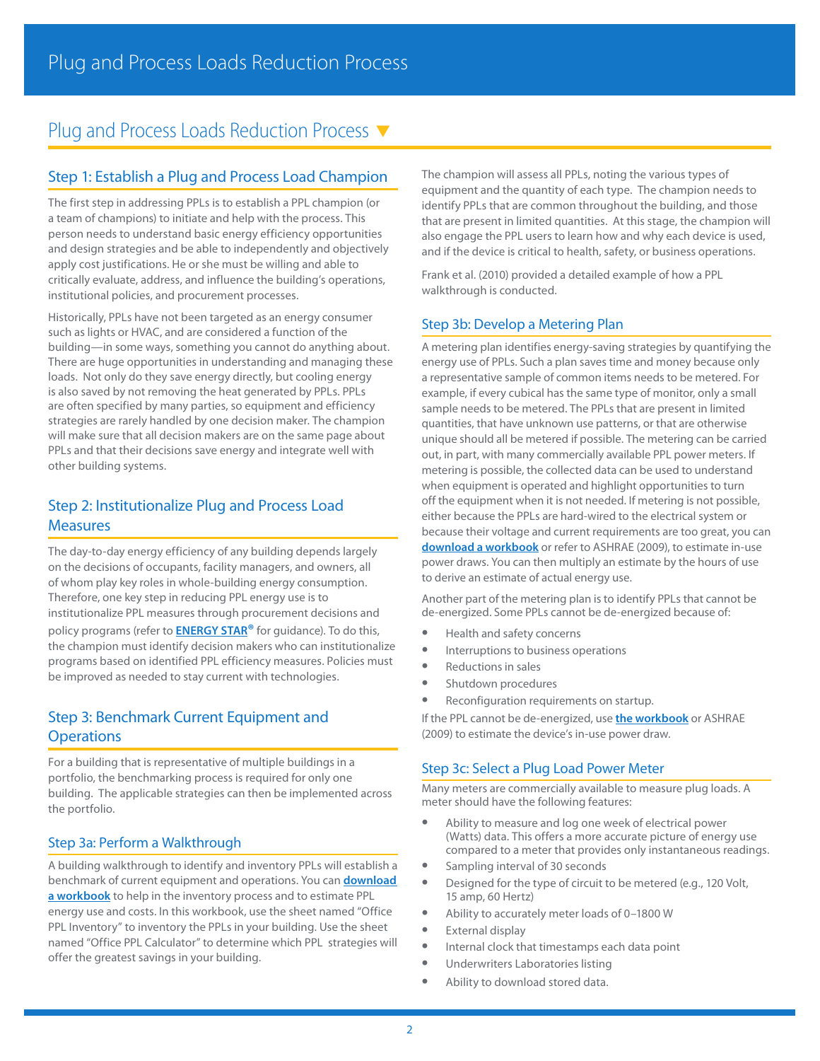# Plug and Process Loads Reduction Process

## Plug and Process Loads Reduction Process ▼

### Step 1: Establish a Plug and Process Load Champion

The first step in addressing PPLs is to establish a PPL champion (or a team of champions) to initiate and help with the process. This person needs to understand basic energy efficiency opportunities and design strategies and be able to independently and objectively apply cost justifications. He or she must be willing and able to critically evaluate, address, and influence the building's operations, institutional policies, and procurement processes.

Historically, PPLs have not been targeted as an energy consumer such as lights or HVAC, and are considered a function of the building—in some ways, something you cannot do anything about. There are huge opportunities in understanding and managing these loads. Not only do they save energy directly, but cooling energy is also saved by not removing the heat generated by PPLs. PPLs are often specified by many parties, so equipment and efficiency strategies are rarely handled by one decision maker. The champion will make sure that all decision makers are on the same page about PPLs and that their decisions save energy and integrate well with other building systems.

### Step 2: Institutionalize Plug and Process Load Measures

The day-to-day energy efficiency of any building depends largely on the decisions of occupants, facility managers, and owners, all of whom play key roles in whole-building energy consumption. Therefore, one key step in reducing PPL energy use is to institutionalize PPL measures through procurement decisions and policy programs (refer to **ENERGY STAR®** for guidance). To do this, the champion must identify decision makers who can institutionalize programs based on identified PPL efficiency measures. Policies must be improved as needed to stay current with technologies.

### Step 3: Benchmark Current Equipment and Operations

For a building that is representative of multiple buildings in a portfolio, the benchmarking process is required for only one building. The applicable strategies can then be implemented across the portfolio.

#### Step 3a: Perform a Walkthrough

A building walkthrough to identify and inventory PPLs will establish a benchmark of current equipment and operations. You can **download a workbook** to help in the inventory process and to estimate PPL energy use and costs. In this workbook, use the sheet named "Office PPL Inventory" to inventory the PPLs in your building. Use the sheet named "Office PPL Calculator" to determine which PPL strategies will offer the greatest savings in your building.

The champion will assess all PPLs, noting the various types of equipment and the quantity of each type. The champion needs to identify PPLs that are common throughout the building, and those that are present in limited quantities. At this stage, the champion will also engage the PPL users to learn how and why each device is used, and if the device is critical to health, safety, or business operations.

Frank et al. (2010) provided a detailed example of how a PPL walkthrough is conducted.

#### Step 3b: Develop a Metering Plan

A metering plan identifies energy-saving strategies by quantifying the energy use of PPLs. Such a plan saves time and money because only a representative sample of common items needs to be metered. For example, if every cubical has the same type of monitor, only a small sample needs to be metered. The PPLs that are present in limited quantities, that have unknown use patterns, or that are otherwise unique should all be metered if possible. The metering can be carried out, in part, with many commercially available PPL power meters. If metering is possible, the collected data can be used to understand when equipment is operated and highlight opportunities to turn off the equipment when it is not needed. If metering is not possible, either because the PPLs are hard-wired to the electrical system or because their voltage and current requirements are too great, you can **download a workbook** or refer to ASHRAE (2009), to estimate in-use power draws. You can then multiply an estimate by the hours of use to derive an estimate of actual energy use.

Another part of the metering plan is to identify PPLs that cannot be de-energized. Some PPLs cannot be de-energized because of:

- Health and safety concerns
- Interruptions to business operations
- Reductions in sales
- Shutdown procedures
- Reconfiguration requirements on startup.

If the PPL cannot be de-energized, use **the workbook** or ASHRAE (2009) to estimate the device's in-use power draw.

#### Step 3c: Select a Plug Load Power Meter

Many meters are commercially available to measure plug loads. A meter should have the following features:

- Ability to measure and log one week of electrical power (Watts) data. This offers a more accurate picture of energy use compared to a meter that provides only instantaneous readings.
- Sampling interval of 30 seconds
- Designed for the type of circuit to be metered (e.g., 120 Volt, 15 amp, 60 Hertz)
- Ability to accurately meter loads of 0–1800 W
- External display
- Internal clock that timestamps each data point
- Underwriters Laboratories listing
- Ability to download stored data.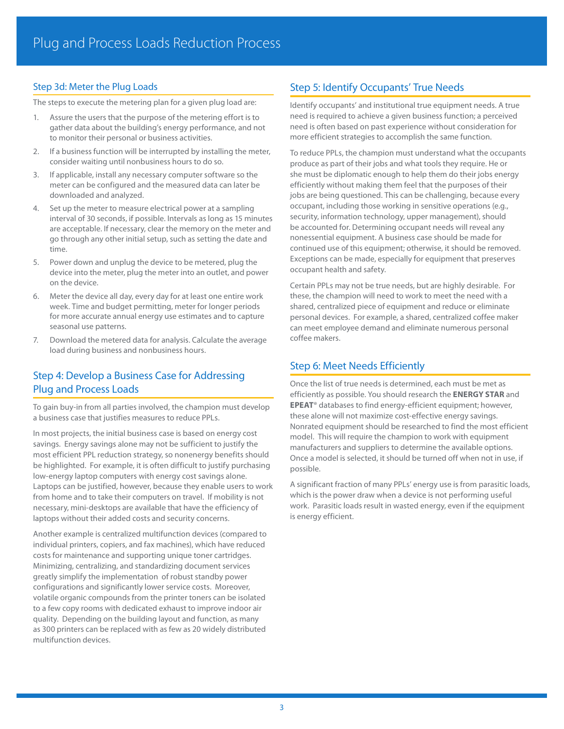## Step 3d: Meter the Plug Loads

The steps to execute the metering plan for a given plug load are:

1. Assure the users that the purpose of the metering effort is to gather data about the building's energy performance, and not to monitor their personal or business activities.
2. If a business function will be interrupted by installing the meter, consider waiting until nonbusiness hours to do so.
3. If applicable, install any necessary computer software so the meter can be configured and the measured data can later be downloaded and analyzed.
4. Set up the meter to measure electrical power at a sampling interval of 30 seconds, if possible. Intervals as long as 15 minutes are acceptable. If necessary, clear the memory on the meter and go through any other initial setup, such as setting the date and time.
5. Power down and unplug the device to be metered, plug the device into the meter, plug the meter into an outlet, and power on the device.
6. Meter the device all day, every day for at least one entire work week. Time and budget permitting, meter for longer periods for more accurate annual energy use estimates and to capture seasonal use patterns.
7. Download the metered data for analysis. Calculate the average load during business and nonbusiness hours.

## Step 4: Develop a Business Case for Addressing Plug and Process Loads

To gain buy-in from all parties involved, the champion must develop a business case that justifies measures to reduce PPLs.

In most projects, the initial business case is based on energy cost savings. Energy savings alone may not be sufficient to justify the most efficient PPL reduction strategy, so nonenergy benefits should be highlighted. For example, it is often difficult to justify purchasing low-energy laptop computers with energy cost savings alone. Laptops can be justified, however, because they enable users to work from home and to take their computers on travel. If mobility is not necessary, mini-desktops are available that have the efficiency of laptops without their added costs and security concerns.

Another example is centralized multifunction devices (compared to individual printers, copiers, and fax machines), which have reduced costs for maintenance and supporting unique toner cartridges. Minimizing, centralizing, and standardizing document services greatly simplify the implementation of robust standby power configurations and significantly lower service costs. Moreover, volatile organic compounds from the printer toners can be isolated to a few copy rooms with dedicated exhaust to improve indoor air quality. Depending on the building layout and function, as many as 300 printers can be replaced with as few as 20 widely distributed multifunction devices.

## Step 5: Identify Occupants' True Needs

Identify occupants' and institutional true equipment needs. A true need is required to achieve a given business function; a perceived need is often based on past experience without consideration for more efficient strategies to accomplish the same function.

To reduce PPLs, the champion must understand what the occupants produce as part of their jobs and what tools they require. He or she must be diplomatic enough to help them do their jobs energy efficiently without making them feel that the purposes of their jobs are being questioned. This can be challenging, because every occupant, including those working in sensitive operations (e.g., security, information technology, upper management), should be accounted for. Determining occupant needs will reveal any nonessential equipment. A business case should be made for continued use of this equipment; otherwise, it should be removed. Exceptions can be made, especially for equipment that preserves occupant health and safety.

Certain PPLs may not be true needs, but are highly desirable. For these, the champion will need to work to meet the need with a shared, centralized piece of equipment and reduce or eliminate personal devices. For example, a shared, centralized coffee maker can meet employee demand and eliminate numerous personal coffee makers.

## Step 6: Meet Needs Efficiently

Once the list of true needs is determined, each must be met as efficiently as possible. You should research the **ENERGY STAR** and **EPEAT**® databases to find energy-efficient equipment; however, these alone will not maximize cost-effective energy savings. Nonrated equipment should be researched to find the most efficient model. This will require the champion to work with equipment manufacturers and suppliers to determine the available options. Once a model is selected, it should be turned off when not in use, if possible.

A significant fraction of many PPLs' energy use is from parasitic loads, which is the power draw when a device is not performing useful work. Parasitic loads result in wasted energy, even if the equipment is energy efficient.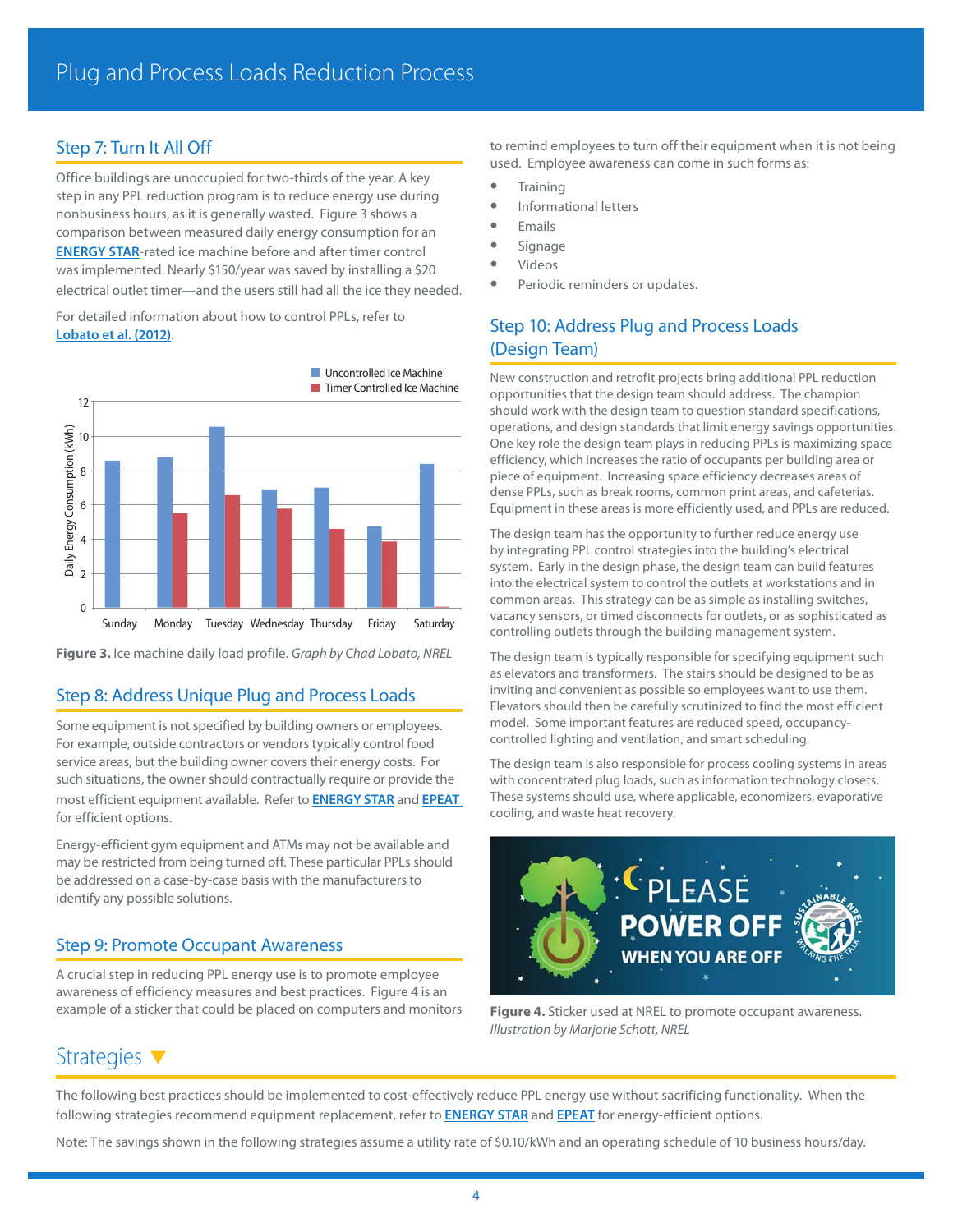## Step 7: Turn It All Off

Office buildings are unoccupied for two-thirds of the year. A key step in any PPL reduction program is to reduce energy use during nonbusiness hours, as it is generally wasted. Figure 3 shows a comparison between measured daily energy consumption for an **ENERGY STAR**-rated ice machine before and after timer control was implemented. Nearly $150/year was saved by installing a $20 electrical outlet timer—and the users still had all the ice they needed.

For detailed information about how to control PPLs, refer to **Lobato et al. (2012)**.

**Figure 3.** Ice machine daily load profile. *Graph by Chad Lobato, NREL*

## Step 8: Address Unique Plug and Process Loads

Some equipment is not specified by building owners or employees. For example, outside contractors or vendors typically control food service areas, but the building owner covers their energy costs. For such situations, the owner should contractually require or provide the most efficient equipment available. Refer to **ENERGY STAR** and **EPEAT** for efficient options.

Energy-efficient gym equipment and ATMs may not be available and may be restricted from being turned off. These particular PPLs should be addressed on a case-by-case basis with the manufacturers to identify any possible solutions.

## Step 9: Promote Occupant Awareness

A crucial step in reducing PPL energy use is to promote employee awareness of efficiency measures and best practices. Figure 4 is an example of a sticker that could be placed on computers and monitors to remind employees to turn off their equipment when it is not being used. Employee awareness can come in such forms as:

- Training
- Informational letters
- Emails
- Signage
- Videos
- Periodic reminders or updates.

## Step 10: Address Plug and Process Loads (Design Team)

New construction and retrofit projects bring additional PPL reduction opportunities that the design team should address. The champion should work with the design team to question standard specifications, operations, and design standards that limit energy savings opportunities. One key role the design team plays in reducing PPLs is maximizing space efficiency, which increases the ratio of occupants per building area or piece of equipment. Increasing space efficiency decreases areas of dense PPLs, such as break rooms, common print areas, and cafeterias. Equipment in these areas is more efficiently used, and PPLs are reduced.

The design team has the opportunity to further reduce energy use by integrating PPL control strategies into the building's electrical system. Early in the design phase, the design team can build features into the electrical system to control the outlets at workstations and in common areas. This strategy can be as simple as installing switches, vacancy sensors, or timed disconnects for outlets, or as sophisticated as controlling outlets through the building management system.

The design team is typically responsible for specifying equipment such as elevators and transformers. The stairs should be designed to be as inviting and convenient as possible so employees want to use them. Elevators should then be carefully scrutinized to find the most efficient model. Some important features are reduced speed, occupancy-controlled lighting and ventilation, and smart scheduling.

The design team is also responsible for process cooling systems in areas with concentrated plug loads, such as information technology closets. These systems should use, where applicable, economizers, evaporative cooling, and waste heat recovery.

**Figure 4.** Sticker used at NREL to promote occupant awareness. *Illustration by Marjorie Schott, NREL*

# Strategies

The following best practices should be implemented to cost-effectively reduce PPL energy use without sacrificing functionality. When the following strategies recommend equipment replacement, refer to **ENERGY STAR** and **EPEAT** for energy-efficient options.

Note: The savings shown in the following strategies assume a utility rate of $0.10/kWh and an operating schedule of 10 business hours/day.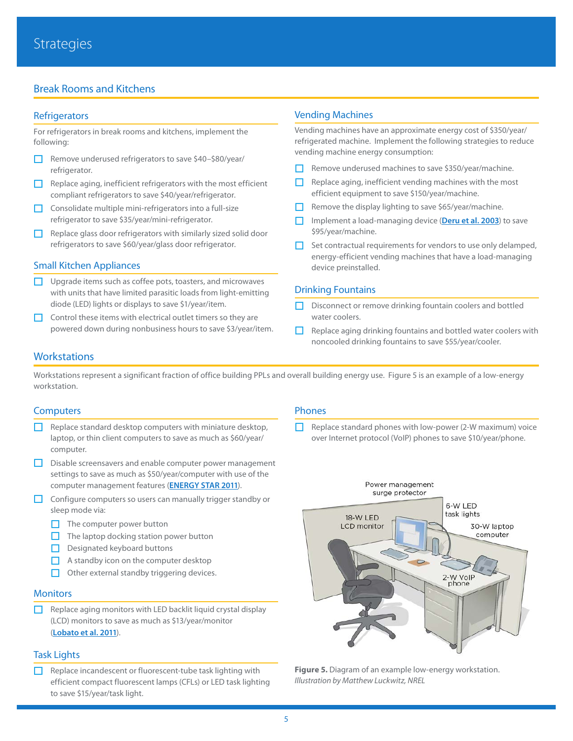# Strategies

## Break Rooms and Kitchens

### Refrigerators

For refrigerators in break rooms and kitchens, implement the following:

- ☐ Remove underused refrigerators to save $40–$80/year/refrigerator.
- ☐ Replace aging, inefficient refrigerators with the most efficient compliant refrigerators to save $40/year/refrigerator.
- ☐ Consolidate multiple mini-refrigerators into a full-size refrigerator to save $35/year/mini-refrigerator.
- ☐ Replace glass door refrigerators with similarly sized solid door refrigerators to save $60/year/glass door refrigerator.

### Small Kitchen Appliances

- ☐ Upgrade items such as coffee pots, toasters, and microwaves with units that have limited parasitic loads from light-emitting diode (LED) lights or displays to save $1/year/item.
- ☐ Control these items with electrical outlet timers so they are powered down during nonbusiness hours to save $3/year/item.

### Vending Machines

Vending machines have an approximate energy cost of $350/year/refrigerated machine. Implement the following strategies to reduce vending machine energy consumption:

- ☐ Remove underused machines to save $350/year/machine.
- ☐ Replace aging, inefficient vending machines with the most efficient equipment to save $150/year/machine.
- ☐ Remove the display lighting to save $65/year/machine.
- ☐ Implement a load-managing device (**Deru et al. 2003**) to save $95/year/machine.
- ☐ Set contractual requirements for vendors to use only delamped, energy-efficient vending machines that have a load-managing device preinstalled.

### Drinking Fountains

- ☐ Disconnect or remove drinking fountain coolers and bottled water coolers.
- ☐ Replace aging drinking fountains and bottled water coolers with noncooled drinking fountains to save $55/year/cooler.

## Workstations

Workstations represent a significant fraction of office building PPLs and overall building energy use. Figure 5 is an example of a low-energy workstation.

### Computers

- ☐ Replace standard desktop computers with miniature desktop, laptop, or thin client computers to save as much as $60/year/computer.
- ☐ Disable screensavers and enable computer power management settings to save as much as $50/year/computer with use of the computer management features (**ENERGY STAR 2011**).
- ☐ Configure computers so users can manually trigger standby or sleep mode via:
  - ☐ The computer power button
  - ☐ The laptop docking station power button
  - ☐ Designated keyboard buttons
  - ☐ A standby icon on the computer desktop
  - ☐ Other external standby triggering devices.

### Monitors

- ☐ Replace aging monitors with LED backlit liquid crystal display (LCD) monitors to save as much as $13/year/monitor (**Lobato et al. 2011**).

### Task Lights

- ☐ Replace incandescent or fluorescent-tube task lighting with efficient compact fluorescent lamps (CFLs) or LED task lighting to save $15/year/task light.

### Phones

- ☐ Replace standard phones with low-power (2-W maximum) voice over Internet protocol (VoIP) phones to save $10/year/phone.

**Figure 5.** Diagram of an example low-energy workstation.
*Illustration by Matthew Luckwitz, NREL*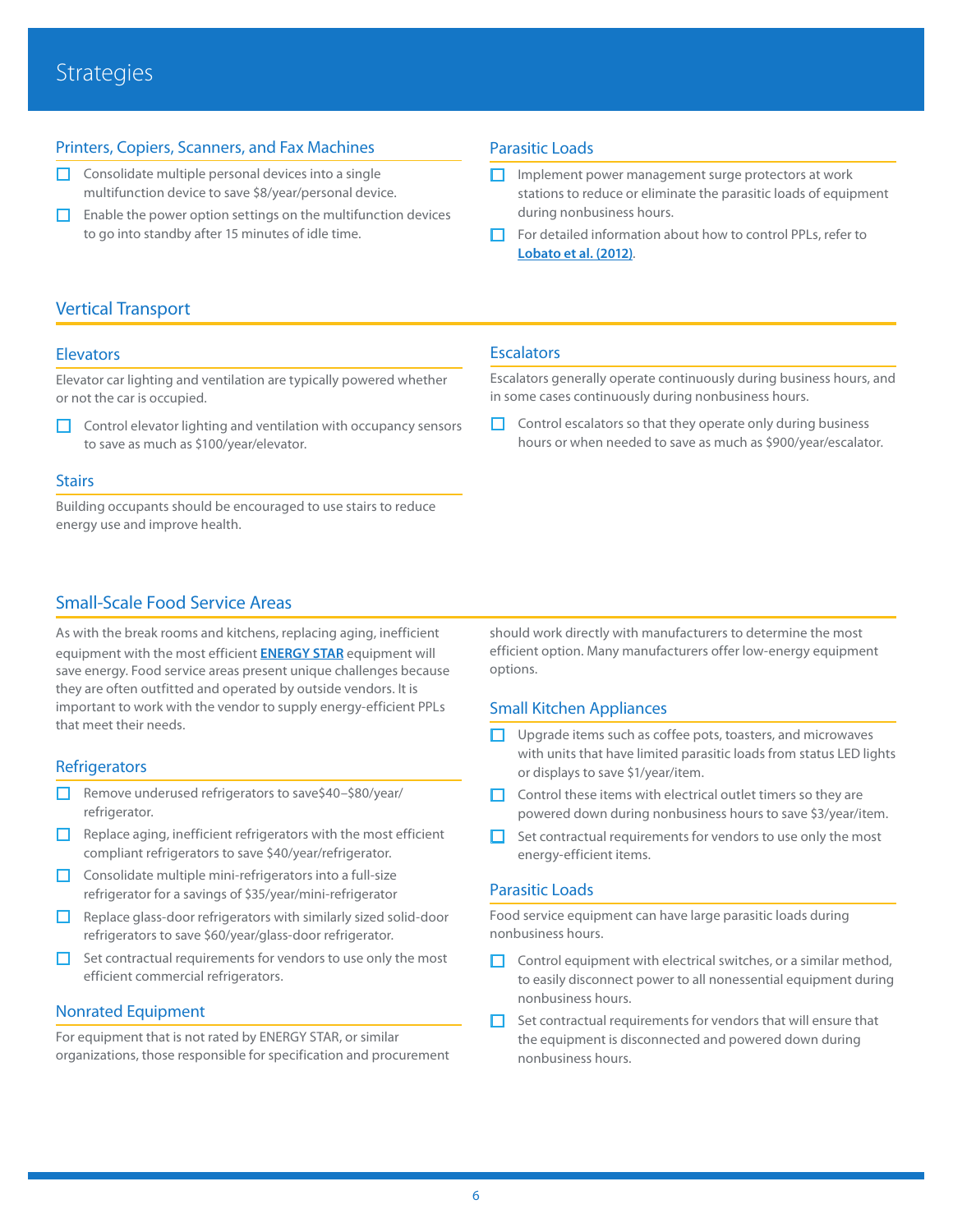# Strategies

### Printers, Copiers, Scanners, and Fax Machines

- [ ] Consolidate multiple personal devices into a single multifunction device to save $8/year/personal device.
- [ ] Enable the power option settings on the multifunction devices to go into standby after 15 minutes of idle time.

### Parasitic Loads

- [ ] Implement power management surge protectors at work stations to reduce or eliminate the parasitic loads of equipment during nonbusiness hours.
- [ ] For detailed information about how to control PPLs, refer to **Lobato et al. (2012)**.

## Vertical Transport

### Elevators

Elevator car lighting and ventilation are typically powered whether or not the car is occupied.

- [ ] Control elevator lighting and ventilation with occupancy sensors to save as much as $100/year/elevator.

### Stairs

Building occupants should be encouraged to use stairs to reduce energy use and improve health.

### Escalators

Escalators generally operate continuously during business hours, and in some cases continuously during nonbusiness hours.

- [ ] Control escalators so that they operate only during business hours or when needed to save as much as $900/year/escalator.

## Small-Scale Food Service Areas

As with the break rooms and kitchens, replacing aging, inefficient equipment with the most efficient **ENERGY STAR** equipment will save energy. Food service areas present unique challenges because they are often outfitted and operated by outside vendors. It is important to work with the vendor to supply energy-efficient PPLs that meet their needs.

### Refrigerators

- [ ] Remove underused refrigerators to save$40–$80/year/refrigerator.
- [ ] Replace aging, inefficient refrigerators with the most efficient compliant refrigerators to save $40/year/refrigerator.
- [ ] Consolidate multiple mini-refrigerators into a full-size refrigerator for a savings of $35/year/mini-refrigerator
- [ ] Replace glass-door refrigerators with similarly sized solid-door refrigerators to save $60/year/glass-door refrigerator.
- [ ] Set contractual requirements for vendors to use only the most efficient commercial refrigerators.

### Nonrated Equipment

For equipment that is not rated by ENERGY STAR, or similar organizations, those responsible for specification and procurement should work directly with manufacturers to determine the most efficient option. Many manufacturers offer low-energy equipment options.

### Small Kitchen Appliances

- [ ] Upgrade items such as coffee pots, toasters, and microwaves with units that have limited parasitic loads from status LED lights or displays to save $1/year/item.
- [ ] Control these items with electrical outlet timers so they are powered down during nonbusiness hours to save $3/year/item.
- [ ] Set contractual requirements for vendors to use only the most energy-efficient items.

### Parasitic Loads

Food service equipment can have large parasitic loads during nonbusiness hours.

- [ ] Control equipment with electrical switches, or a similar method, to easily disconnect power to all nonessential equipment during nonbusiness hours.
- [ ] Set contractual requirements for vendors that will ensure that the equipment is disconnected and powered down during nonbusiness hours.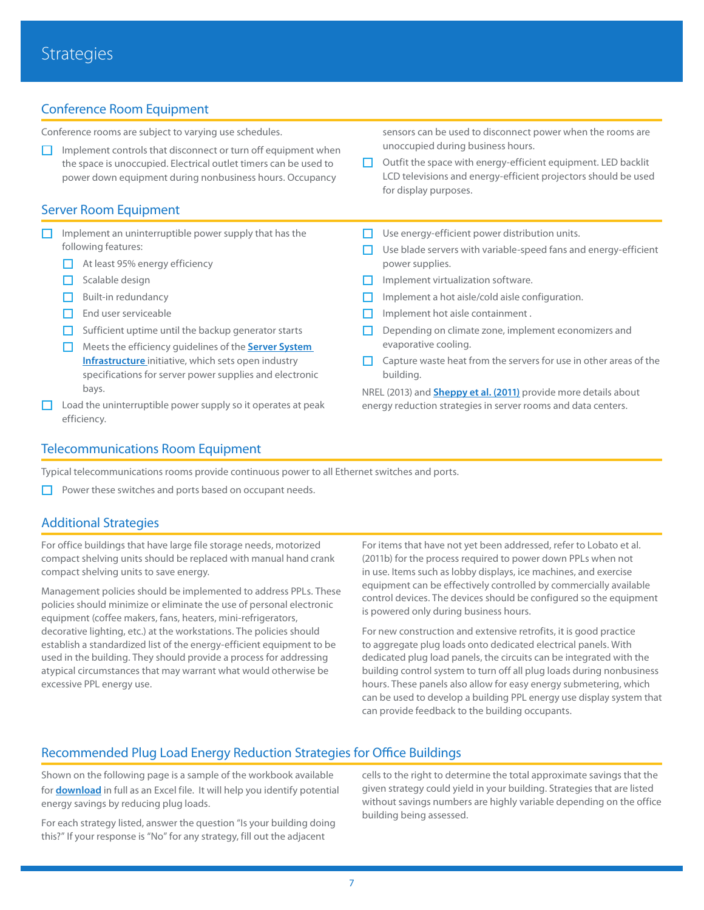# Strategies

## Conference Room Equipment

Conference rooms are subject to varying use schedules.

- ☐ Implement controls that disconnect or turn off equipment when the space is unoccupied. Electrical outlet timers can be used to power down equipment during nonbusiness hours. Occupancy sensors can be used to disconnect power when the rooms are unoccupied during business hours.
- ☐ Outfit the space with energy-efficient equipment. LED backlit LCD televisions and energy-efficient projectors should be used for display purposes.

## Server Room Equipment

- ☐ Implement an uninterruptible power supply that has the following features:
  - ☐ At least 95% energy efficiency
  - ☐ Scalable design
  - ☐ Built-in redundancy
  - ☐ End user serviceable
  - ☐ Sufficient uptime until the backup generator starts
  - ☐ Meets the efficiency guidelines of the **Server System Infrastructure** initiative, which sets open industry specifications for server power supplies and electronic bays.
- ☐ Load the uninterruptible power supply so it operates at peak efficiency.
- ☐ Use energy-efficient power distribution units.
- ☐ Use blade servers with variable-speed fans and energy-efficient power supplies.
- ☐ Implement virtualization software.
- ☐ Implement a hot aisle/cold aisle configuration.
- ☐ Implement hot aisle containment .
- ☐ Depending on climate zone, implement economizers and evaporative cooling.
- ☐ Capture waste heat from the servers for use in other areas of the building.

NREL (2013) and **Sheppy et al. (2011)** provide more details about energy reduction strategies in server rooms and data centers.

## Telecommunications Room Equipment

Typical telecommunications rooms provide continuous power to all Ethernet switches and ports.

- ☐ Power these switches and ports based on occupant needs.

## Additional Strategies

For office buildings that have large file storage needs, motorized compact shelving units should be replaced with manual hand crank compact shelving units to save energy.

Management policies should be implemented to address PPLs. These policies should minimize or eliminate the use of personal electronic equipment (coffee makers, fans, heaters, mini-refrigerators, decorative lighting, etc.) at the workstations. The policies should establish a standardized list of the energy-efficient equipment to be used in the building. They should provide a process for addressing atypical circumstances that may warrant what would otherwise be excessive PPL energy use.

For items that have not yet been addressed, refer to Lobato et al. (2011b) for the process required to power down PPLs when not in use. Items such as lobby displays, ice machines, and exercise equipment can be effectively controlled by commercially available control devices. The devices should be configured so the equipment is powered only during business hours.

For new construction and extensive retrofits, it is good practice to aggregate plug loads onto dedicated electrical panels. With dedicated plug load panels, the circuits can be integrated with the building control system to turn off all plug loads during nonbusiness hours. These panels also allow for easy energy submetering, which can be used to develop a building PPL energy use display system that can provide feedback to the building occupants.

## Recommended Plug Load Energy Reduction Strategies for Office Buildings

Shown on the following page is a sample of the workbook available for **download** in full as an Excel file. It will help you identify potential energy savings by reducing plug loads.

For each strategy listed, answer the question "Is your building doing this?" If your response is "No" for any strategy, fill out the adjacent cells to the right to determine the total approximate savings that the given strategy could yield in your building. Strategies that are listed without savings numbers are highly variable depending on the office building being assessed.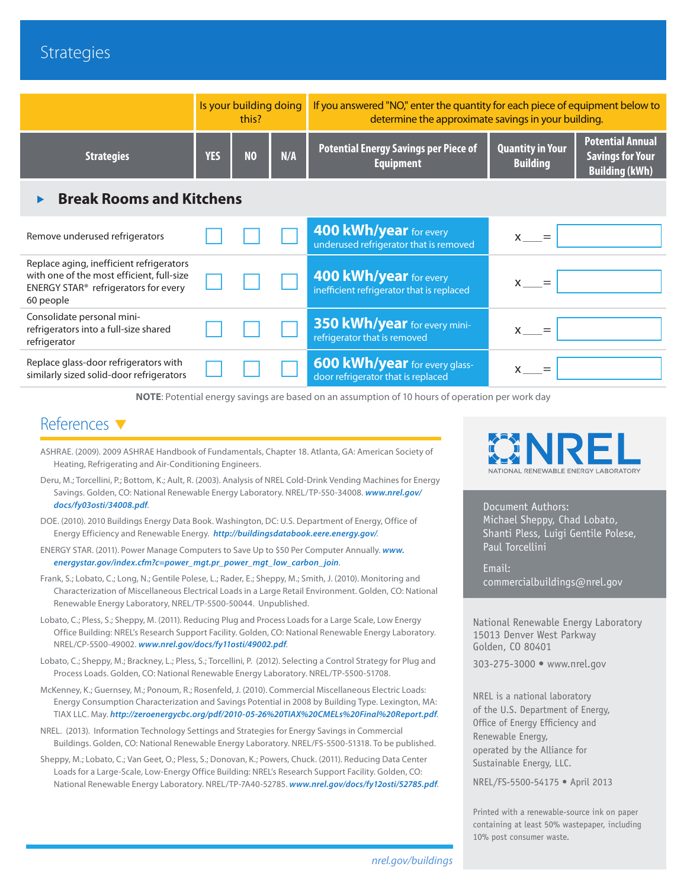## Strategies

| | Is your building doing this? | | | If you answered "NO," enter the quantity for each piece of equipment below to determine the approximate savings in your building. | | |
|---|---|---|---|---|---|---|
| **Strategies** | **YES** | **NO** | **N/A** | **Potential Energy Savings per Piece of Equipment** | **Quantity in Your Building** | **Potential Annual Savings for Your Building (kWh)** |
| **Break Rooms and Kitchens** | | | | | | |
| Remove underused refrigerators | ☐ | ☐ | ☐ | **400 kWh/year** for every underused refrigerator that is removed | x ____ = | |
| Replace aging, inefficient refrigerators with one of the most efficient, full-size ENERGY STAR® refrigerators for every 60 people | ☐ | ☐ | ☐ | **400 kWh/year** for every inefficient refrigerator that is replaced | x ____ = | |
| Consolidate personal mini-refrigerators into a full-size shared refrigerator | ☐ | ☐ | ☐ | **350 kWh/year** for every mini-refrigerator that is removed | x ____ = | |
| Replace glass-door refrigerators with similarly sized solid-door refrigerators | ☐ | ☐ | ☐ | **600 kWh/year** for every glass-door refrigerator that is replaced | x ____ = | |

**NOTE**: Potential energy savings are based on an assumption of 10 hours of operation per work day

## References

ASHRAE. (2009). 2009 ASHRAE Handbook of Fundamentals, Chapter 18. Atlanta, GA: American Society of Heating, Refrigerating and Air-Conditioning Engineers.

Deru, M.; Torcellini, P.; Bottom, K.; Ault, R. (2003). Analysis of NREL Cold-Drink Vending Machines for Energy Savings. Golden, CO: National Renewable Energy Laboratory. NREL/TP-550-34008. *www.nrel.gov/docs/fy03osti/34008.pdf*.

DOE. (2010). 2010 Buildings Energy Data Book. Washington, DC: U.S. Department of Energy, Office of Energy Efficiency and Renewable Energy. *http://buildingsdatabook.eere.energy.gov/*.

ENERGY STAR. (2011). Power Manage Computers to Save Up to $50 Per Computer Annually. *www.energystar.gov/index.cfm?c=power_mgt.pr_power_mgt_low_carbon_join*.

Frank, S.; Lobato, C.; Long, N.; Gentile Polese, L.; Rader, E.; Sheppy, M.; Smith, J. (2010). Monitoring and Characterization of Miscellaneous Electrical Loads in a Large Retail Environment. Golden, CO: National Renewable Energy Laboratory, NREL/TP-5500-50044. Unpublished.

Lobato, C.; Pless, S.; Sheppy, M. (2011). Reducing Plug and Process Loads for a Large Scale, Low Energy Office Building: NREL's Research Support Facility. Golden, CO: National Renewable Energy Laboratory. NREL/CP-5500-49002. *www.nrel.gov/docs/fy11osti/49002.pdf*.

Lobato, C.; Sheppy, M.; Brackney, L.; Pless, S.; Torcellini, P. (2012). Selecting a Control Strategy for Plug and Process Loads. Golden, CO: National Renewable Energy Laboratory. NREL/TP-5500-51708.

McKenney, K.; Guernsey, M.; Ponoum, R.; Rosenfeld, J. (2010). Commercial Miscellaneous Electric Loads: Energy Consumption Characterization and Savings Potential in 2008 by Building Type. Lexington, MA: TIAX LLC. May. *http://zeroenergycbc.org/pdf/2010-05-26%20TIAX%20CMELs%20Final%20Report.pdf*.

NREL. (2013). Information Technology Settings and Strategies for Energy Savings in Commercial Buildings. Golden, CO: National Renewable Energy Laboratory. NREL/FS-5500-51318. To be published.

Sheppy, M.; Lobato, C.; Van Geet, O.; Pless, S.; Donovan, K.; Powers, Chuck. (2011). Reducing Data Center Loads for a Large-Scale, Low-Energy Office Building: NREL's Research Support Facility. Golden, CO: National Renewable Energy Laboratory. NREL/TP-7A40-52785. *www.nrel.gov/docs/fy12osti/52785.pdf*.

NREL
NATIONAL RENEWABLE ENERGY LABORATORY

Document Authors:
Michael Sheppy, Chad Lobato, Shanti Pless, Luigi Gentile Polese, Paul Torcellini

Email:
commercialbuildings@nrel.gov

National Renewable Energy Laboratory
15013 Denver West Parkway
Golden, CO 80401

303-275-3000 • www.nrel.gov

NREL is a national laboratory of the U.S. Department of Energy, Office of Energy Efficiency and Renewable Energy, operated by the Alliance for Sustainable Energy, LLC.

NREL/FS-5500-54175 • April 2013

Printed with a renewable-source ink on paper containing at least 50% wastepaper, including 10% post consumer waste.

*nrel.gov/buildings*